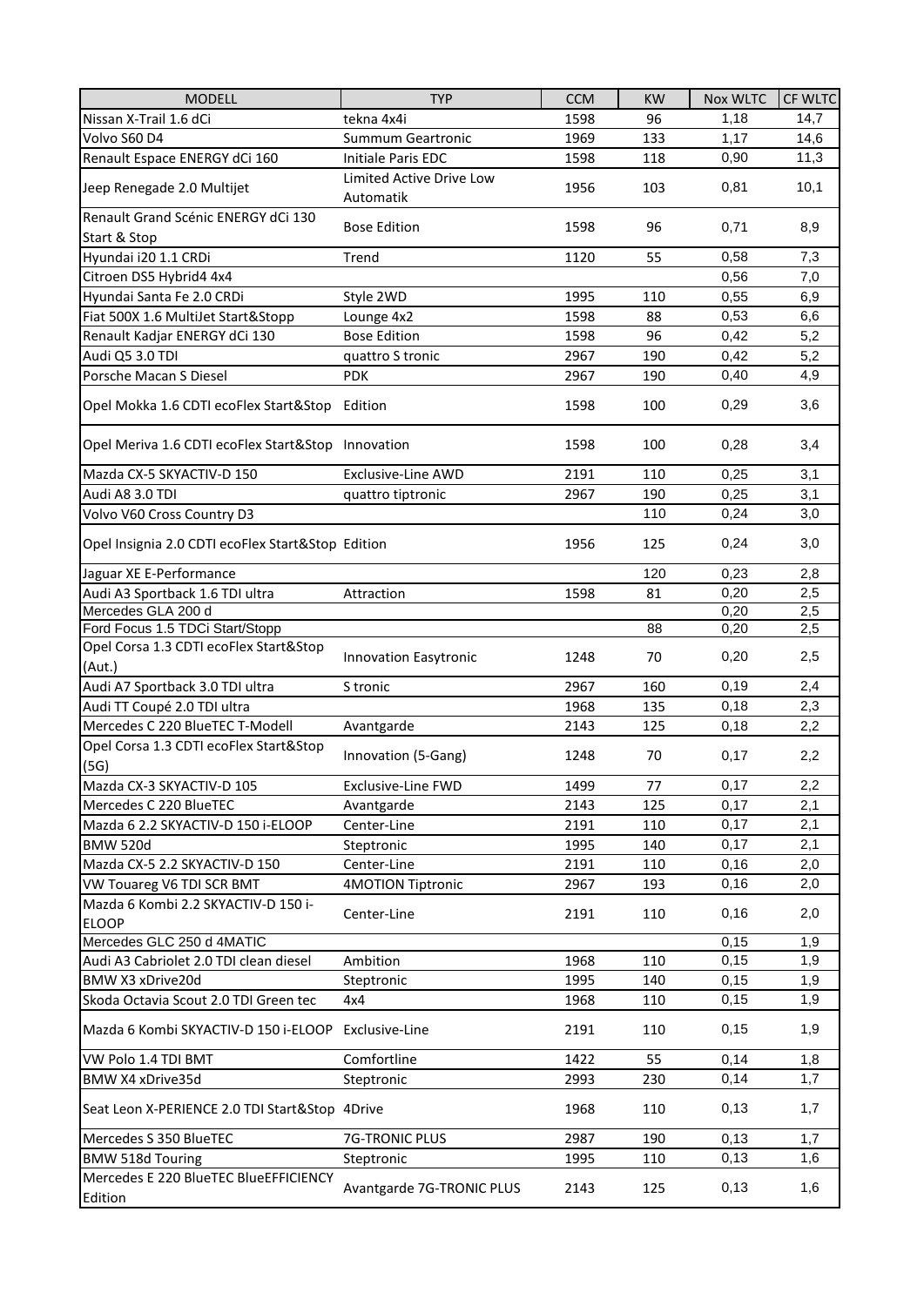| MODELL | TYP | CCM | KW | Nox WLTC | CF WLTC |
|---|---|---|---|---|---|
| Nissan X-Trail 1.6 dCi | tekna 4x4i | 1598 | 96 | 1,18 | 14,7 |
| Volvo S60 D4 | Summum Geartronic | 1969 | 133 | 1,17 | 14,6 |
| Renault Espace ENERGY dCi 160 | Initiale Paris EDC | 1598 | 118 | 0,90 | 11,3 |
| Jeep Renegade 2.0 Multijet | Limited Active Drive Low Automatik | 1956 | 103 | 0,81 | 10,1 |
| Renault Grand Scénic ENERGY dCi 130 Start & Stop | Bose Edition | 1598 | 96 | 0,71 | 8,9 |
| Hyundai i20 1.1 CRDi | Trend | 1120 | 55 | 0,58 | 7,3 |
| Citroen DS5 Hybrid4 4x4 | | | | 0,56 | 7,0 |
| Hyundai Santa Fe 2.0 CRDi | Style 2WD | 1995 | 110 | 0,55 | 6,9 |
| Fiat 500X 1.6 MultiJet Start&Stopp | Lounge 4x2 | 1598 | 88 | 0,53 | 6,6 |
| Renault Kadjar ENERGY dCi 130 | Bose Edition | 1598 | 96 | 0,42 | 5,2 |
| Audi Q5 3.0 TDI | quattro S tronic | 2967 | 190 | 0,42 | 5,2 |
| Porsche Macan S Diesel | PDK | 2967 | 190 | 0,40 | 4,9 |
| Opel Mokka 1.6 CDTI ecoFlex Start&Stop | Edition | 1598 | 100 | 0,29 | 3,6 |
| Opel Meriva 1.6 CDTI ecoFlex Start&Stop | Innovation | 1598 | 100 | 0,28 | 3,4 |
| Mazda CX-5 SKYACTIV-D 150 | Exclusive-Line AWD | 2191 | 110 | 0,25 | 3,1 |
| Audi A8 3.0 TDI | quattro tiptronic | 2967 | 190 | 0,25 | 3,1 |
| Volvo V60 Cross Country D3 | | | 110 | 0,24 | 3,0 |
| Opel Insignia 2.0 CDTI ecoFlex Start&Stop | Edition | 1956 | 125 | 0,24 | 3,0 |
| Jaguar XE E-Performance | | | 120 | 0,23 | 2,8 |
| Audi A3 Sportback 1.6 TDI ultra | Attraction | 1598 | 81 | 0,20 | 2,5 |
| Mercedes GLA 200 d | | | | 0,20 | 2,5 |
| Ford Focus 1.5 TDCi Start/Stopp | | | 88 | 0,20 | 2,5 |
| Opel Corsa 1.3 CDTI ecoFlex Start&Stop (Aut.) | Innovation Easytronic | 1248 | 70 | 0,20 | 2,5 |
| Audi A7 Sportback 3.0 TDI ultra | S tronic | 2967 | 160 | 0,19 | 2,4 |
| Audi TT Coupé 2.0 TDI ultra | | 1968 | 135 | 0,18 | 2,3 |
| Mercedes C 220 BlueTEC T-Modell | Avantgarde | 2143 | 125 | 0,18 | 2,2 |
| Opel Corsa 1.3 CDTI ecoFlex Start&Stop (5G) | Innovation (5-Gang) | 1248 | 70 | 0,17 | 2,2 |
| Mazda CX-3 SKYACTIV-D 105 | Exclusive-Line FWD | 1499 | 77 | 0,17 | 2,2 |
| Mercedes C 220 BlueTEC | Avantgarde | 2143 | 125 | 0,17 | 2,1 |
| Mazda 6 2.2 SKYACTIV-D 150 i-ELOOP | Center-Line | 2191 | 110 | 0,17 | 2,1 |
| BMW 520d | Steptronic | 1995 | 140 | 0,17 | 2,1 |
| Mazda CX-5 2.2 SKYACTIV-D 150 | Center-Line | 2191 | 110 | 0,16 | 2,0 |
| VW Touareg V6 TDI SCR BMT | 4MOTION Tiptronic | 2967 | 193 | 0,16 | 2,0 |
| Mazda 6 Kombi 2.2 SKYACTIV-D 150 i-ELOOP | Center-Line | 2191 | 110 | 0,16 | 2,0 |
| Mercedes GLC 250 d 4MATIC | | | | 0,15 | 1,9 |
| Audi A3 Cabriolet 2.0 TDI clean diesel | Ambition | 1968 | 110 | 0,15 | 1,9 |
| BMW X3 xDrive20d | Steptronic | 1995 | 140 | 0,15 | 1,9 |
| Skoda Octavia Scout 2.0 TDI Green tec | 4x4 | 1968 | 110 | 0,15 | 1,9 |
| Mazda 6 Kombi SKYACTIV-D 150 i-ELOOP | Exclusive-Line | 2191 | 110 | 0,15 | 1,9 |
| VW Polo 1.4 TDI BMT | Comfortline | 1422 | 55 | 0,14 | 1,8 |
| BMW X4 xDrive35d | Steptronic | 2993 | 230 | 0,14 | 1,7 |
| Seat Leon X-PERIENCE 2.0 TDI Start&Stop | 4Drive | 1968 | 110 | 0,13 | 1,7 |
| Mercedes S 350 BlueTEC | 7G-TRONIC PLUS | 2987 | 190 | 0,13 | 1,7 |
| BMW 518d Touring | Steptronic | 1995 | 110 | 0,13 | 1,6 |
| Mercedes E 220 BlueTEC BlueEFFICIENCY Edition | Avantgarde 7G-TRONIC PLUS | 2143 | 125 | 0,13 | 1,6 |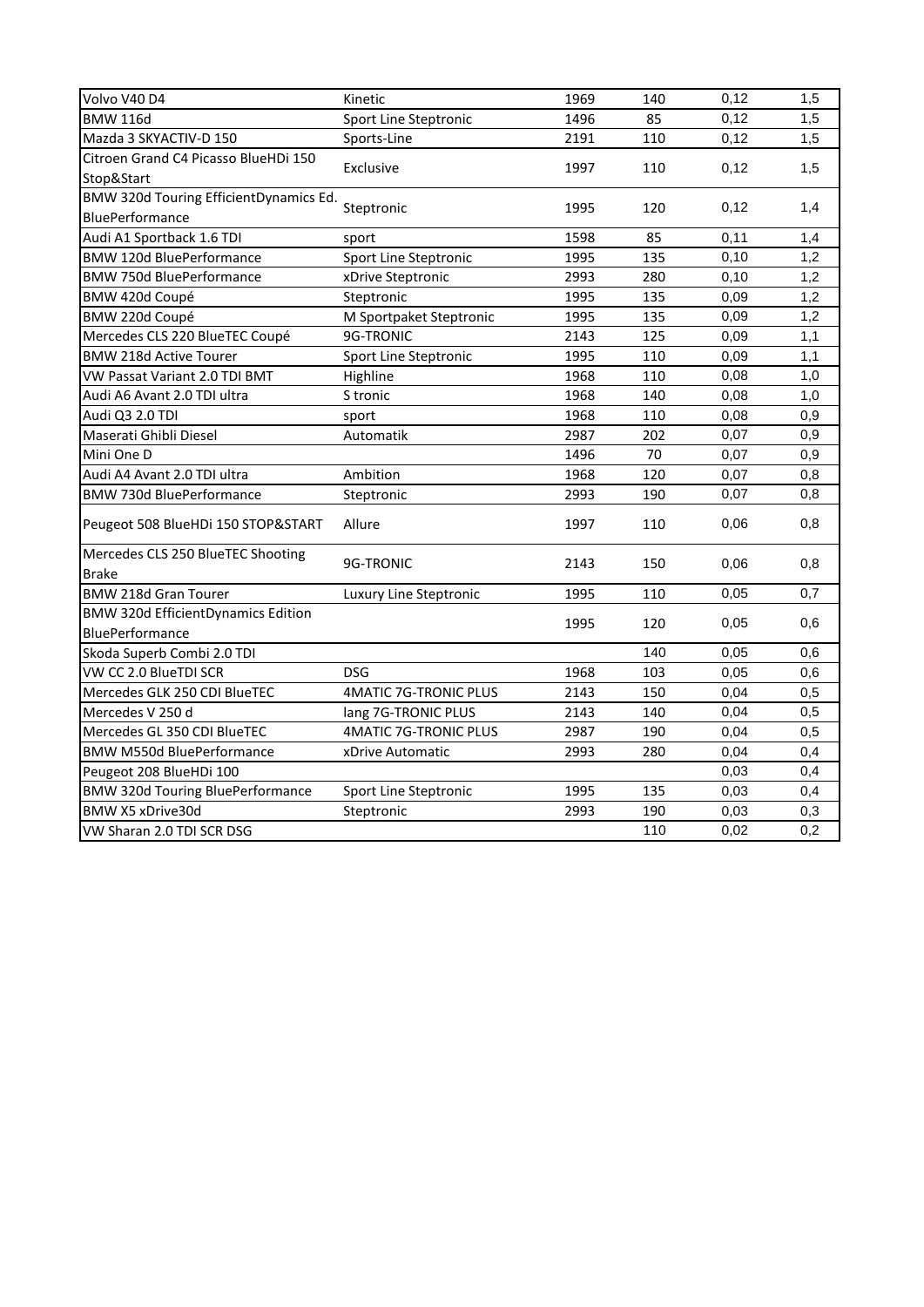| | | | | | |
|---|---|---|---|---|---|
| Volvo V40 D4 | Kinetic | 1969 | 140 | 0,12 | 1,5 |
| BMW 116d | Sport Line Steptronic | 1496 | 85 | 0,12 | 1,5 |
| Mazda 3 SKYACTIV-D 150 | Sports-Line | 2191 | 110 | 0,12 | 1,5 |
| Citroen Grand C4 Picasso BlueHDi 150 Stop&Start | Exclusive | 1997 | 110 | 0,12 | 1,5 |
| BMW 320d Touring EfficientDynamics Ed. BluePerformance | Steptronic | 1995 | 120 | 0,12 | 1,4 |
| Audi A1 Sportback 1.6 TDI | sport | 1598 | 85 | 0,11 | 1,4 |
| BMW 120d BluePerformance | Sport Line Steptronic | 1995 | 135 | 0,10 | 1,2 |
| BMW 750d BluePerformance | xDrive Steptronic | 2993 | 280 | 0,10 | 1,2 |
| BMW 420d Coupé | Steptronic | 1995 | 135 | 0,09 | 1,2 |
| BMW 220d Coupé | M Sportpaket Steptronic | 1995 | 135 | 0,09 | 1,2 |
| Mercedes CLS 220 BlueTEC Coupé | 9G-TRONIC | 2143 | 125 | 0,09 | 1,1 |
| BMW 218d Active Tourer | Sport Line Steptronic | 1995 | 110 | 0,09 | 1,1 |
| VW Passat Variant 2.0 TDI BMT | Highline | 1968 | 110 | 0,08 | 1,0 |
| Audi A6 Avant 2.0 TDI ultra | S tronic | 1968 | 140 | 0,08 | 1,0 |
| Audi Q3 2.0 TDI | sport | 1968 | 110 | 0,08 | 0,9 |
| Maserati Ghibli Diesel | Automatik | 2987 | 202 | 0,07 | 0,9 |
| Mini One D | | 1496 | 70 | 0,07 | 0,9 |
| Audi A4 Avant 2.0 TDI ultra | Ambition | 1968 | 120 | 0,07 | 0,8 |
| BMW 730d BluePerformance | Steptronic | 2993 | 190 | 0,07 | 0,8 |
| Peugeot 508 BlueHDi 150 STOP&START | Allure | 1997 | 110 | 0,06 | 0,8 |
| Mercedes CLS 250 BlueTEC Shooting Brake | 9G-TRONIC | 2143 | 150 | 0,06 | 0,8 |
| BMW 218d Gran Tourer | Luxury Line Steptronic | 1995 | 110 | 0,05 | 0,7 |
| BMW 320d EfficientDynamics Edition BluePerformance | | 1995 | 120 | 0,05 | 0,6 |
| Skoda Superb Combi 2.0 TDI | | | 140 | 0,05 | 0,6 |
| VW CC 2.0 BlueTDI SCR | DSG | 1968 | 103 | 0,05 | 0,6 |
| Mercedes GLK 250 CDI BlueTEC | 4MATIC 7G-TRONIC PLUS | 2143 | 150 | 0,04 | 0,5 |
| Mercedes V 250 d | lang 7G-TRONIC PLUS | 2143 | 140 | 0,04 | 0,5 |
| Mercedes GL 350 CDI BlueTEC | 4MATIC 7G-TRONIC PLUS | 2987 | 190 | 0,04 | 0,5 |
| BMW M550d BluePerformance | xDrive Automatic | 2993 | 280 | 0,04 | 0,4 |
| Peugeot 208 BlueHDi 100 | | | | 0,03 | 0,4 |
| BMW 320d Touring BluePerformance | Sport Line Steptronic | 1995 | 135 | 0,03 | 0,4 |
| BMW X5 xDrive30d | Steptronic | 2993 | 190 | 0,03 | 0,3 |
| VW Sharan 2.0 TDI SCR DSG | | | 110 | 0,02 | 0,2 |